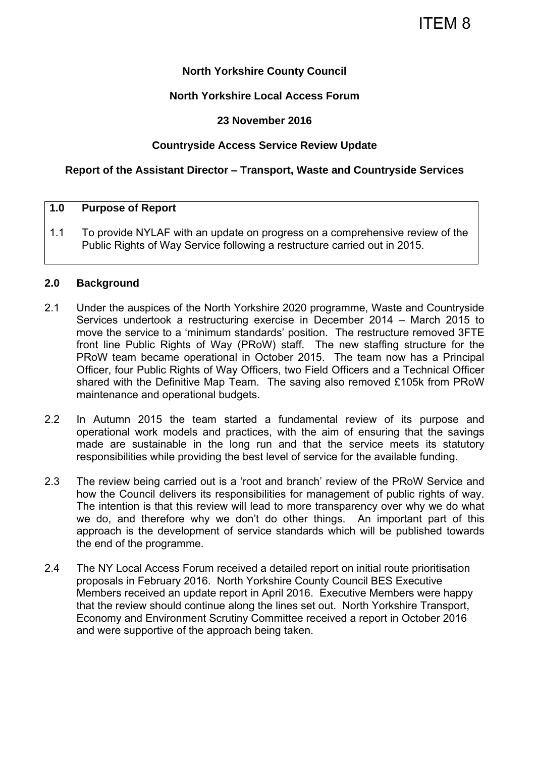ITEM 8

**North Yorkshire County Council**

**North Yorkshire Local Access Forum**

**23 November 2016**

**Countryside Access Service Review Update**

**Report of the Assistant Director – Transport, Waste and Countryside Services**

## 1.0 Purpose of Report

1.1 To provide NYLAF with an update on progress on a comprehensive review of the Public Rights of Way Service following a restructure carried out in 2015.

## 2.0 Background

2.1 Under the auspices of the North Yorkshire 2020 programme, Waste and Countryside Services undertook a restructuring exercise in December 2014 – March 2015 to move the service to a 'minimum standards' position. The restructure removed 3FTE front line Public Rights of Way (PRoW) staff. The new staffing structure for the PRoW team became operational in October 2015. The team now has a Principal Officer, four Public Rights of Way Officers, two Field Officers and a Technical Officer shared with the Definitive Map Team. The saving also removed £105k from PRoW maintenance and operational budgets.

2.2 In Autumn 2015 the team started a fundamental review of its purpose and operational work models and practices, with the aim of ensuring that the savings made are sustainable in the long run and that the service meets its statutory responsibilities while providing the best level of service for the available funding.

2.3 The review being carried out is a 'root and branch' review of the PRoW Service and how the Council delivers its responsibilities for management of public rights of way. The intention is that this review will lead to more transparency over why we do what we do, and therefore why we don't do other things. An important part of this approach is the development of service standards which will be published towards the end of the programme.

2.4 The NY Local Access Forum received a detailed report on initial route prioritisation proposals in February 2016. North Yorkshire County Council BES Executive Members received an update report in April 2016. Executive Members were happy that the review should continue along the lines set out. North Yorkshire Transport, Economy and Environment Scrutiny Committee received a report in October 2016 and were supportive of the approach being taken.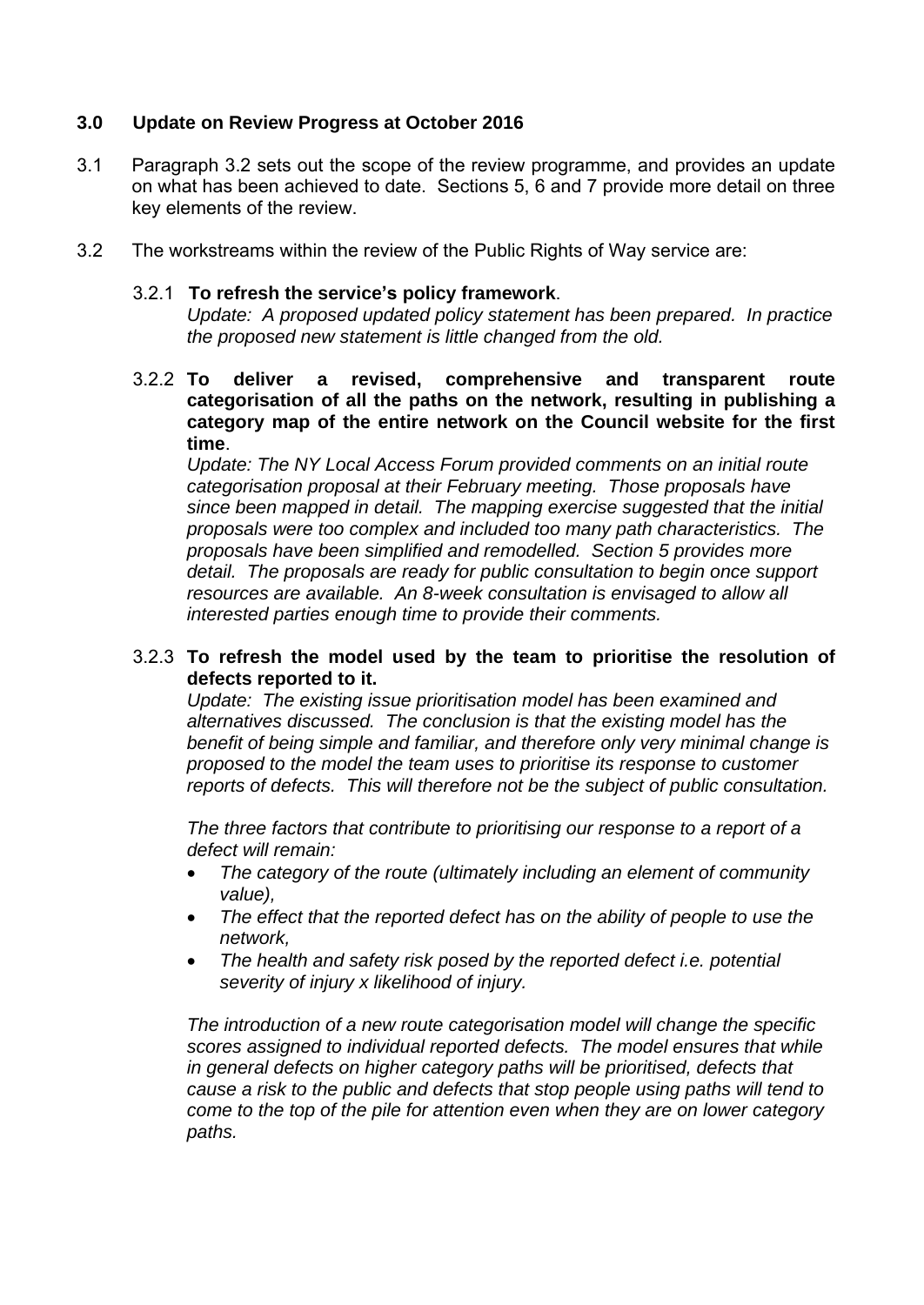## 3.0 Update on Review Progress at October 2016

3.1 Paragraph 3.2 sets out the scope of the review programme, and provides an update on what has been achieved to date. Sections 5, 6 and 7 provide more detail on three key elements of the review.

3.2 The workstreams within the review of the Public Rights of Way service are:

3.2.1 **To refresh the service's policy framework**.
*Update: A proposed updated policy statement has been prepared. In practice the proposed new statement is little changed from the old.*

3.2.2 **To deliver a revised, comprehensive and transparent route categorisation of all the paths on the network, resulting in publishing a category map of the entire network on the Council website for the first time**.
*Update: The NY Local Access Forum provided comments on an initial route categorisation proposal at their February meeting. Those proposals have since been mapped in detail. The mapping exercise suggested that the initial proposals were too complex and included too many path characteristics. The proposals have been simplified and remodelled. Section 5 provides more detail. The proposals are ready for public consultation to begin once support resources are available. An 8-week consultation is envisaged to allow all interested parties enough time to provide their comments.*

3.2.3 **To refresh the model used by the team to prioritise the resolution of defects reported to it.**
*Update: The existing issue prioritisation model has been examined and alternatives discussed. The conclusion is that the existing model has the benefit of being simple and familiar, and therefore only very minimal change is proposed to the model the team uses to prioritise its response to customer reports of defects. This will therefore not be the subject of public consultation.*

*The three factors that contribute to prioritising our response to a report of a defect will remain:*

- *The category of the route (ultimately including an element of community value),*
- *The effect that the reported defect has on the ability of people to use the network,*
- *The health and safety risk posed by the reported defect i.e. potential severity of injury x likelihood of injury.*

*The introduction of a new route categorisation model will change the specific scores assigned to individual reported defects. The model ensures that while in general defects on higher category paths will be prioritised, defects that cause a risk to the public and defects that stop people using paths will tend to come to the top of the pile for attention even when they are on lower category paths.*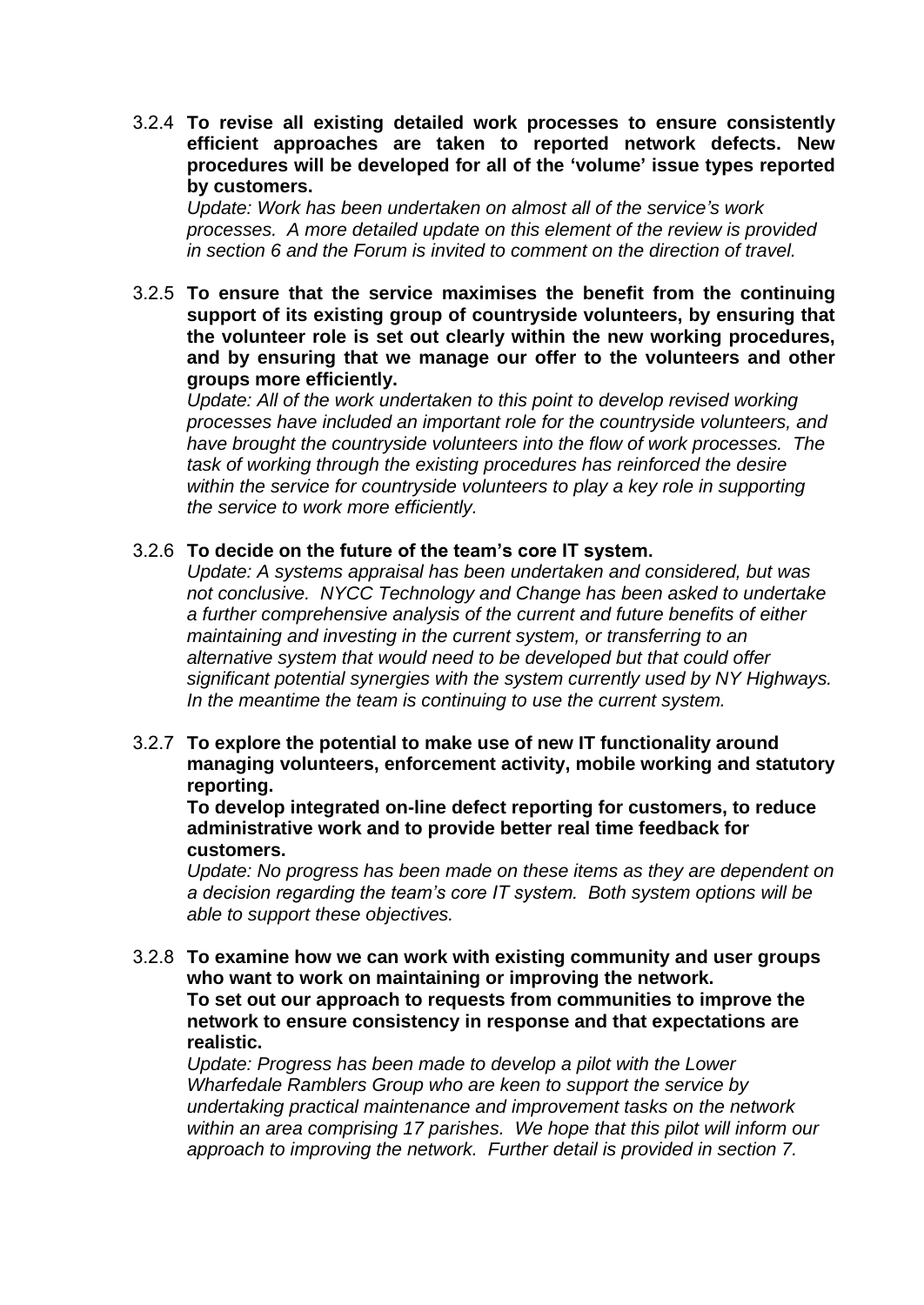3.2.4 **To revise all existing detailed work processes to ensure consistently efficient approaches are taken to reported network defects. New procedures will be developed for all of the 'volume' issue types reported by customers.**

*Update: Work has been undertaken on almost all of the service's work processes. A more detailed update on this element of the review is provided in section 6 and the Forum is invited to comment on the direction of travel.*

3.2.5 **To ensure that the service maximises the benefit from the continuing support of its existing group of countryside volunteers, by ensuring that the volunteer role is set out clearly within the new working procedures, and by ensuring that we manage our offer to the volunteers and other groups more efficiently.**

*Update: All of the work undertaken to this point to develop revised working processes have included an important role for the countryside volunteers, and have brought the countryside volunteers into the flow of work processes. The task of working through the existing procedures has reinforced the desire within the service for countryside volunteers to play a key role in supporting the service to work more efficiently.*

3.2.6 **To decide on the future of the team's core IT system.**

*Update: A systems appraisal has been undertaken and considered, but was not conclusive. NYCC Technology and Change has been asked to undertake a further comprehensive analysis of the current and future benefits of either maintaining and investing in the current system, or transferring to an alternative system that would need to be developed but that could offer significant potential synergies with the system currently used by NY Highways. In the meantime the team is continuing to use the current system.*

3.2.7 **To explore the potential to make use of new IT functionality around managing volunteers, enforcement activity, mobile working and statutory reporting.**

**To develop integrated on-line defect reporting for customers, to reduce administrative work and to provide better real time feedback for customers.**

*Update: No progress has been made on these items as they are dependent on a decision regarding the team's core IT system. Both system options will be able to support these objectives.*

3.2.8 **To examine how we can work with existing community and user groups who want to work on maintaining or improving the network.**

**To set out our approach to requests from communities to improve the network to ensure consistency in response and that expectations are realistic.**

*Update: Progress has been made to develop a pilot with the Lower Wharfedale Ramblers Group who are keen to support the service by undertaking practical maintenance and improvement tasks on the network within an area comprising 17 parishes. We hope that this pilot will inform our approach to improving the network. Further detail is provided in section 7.*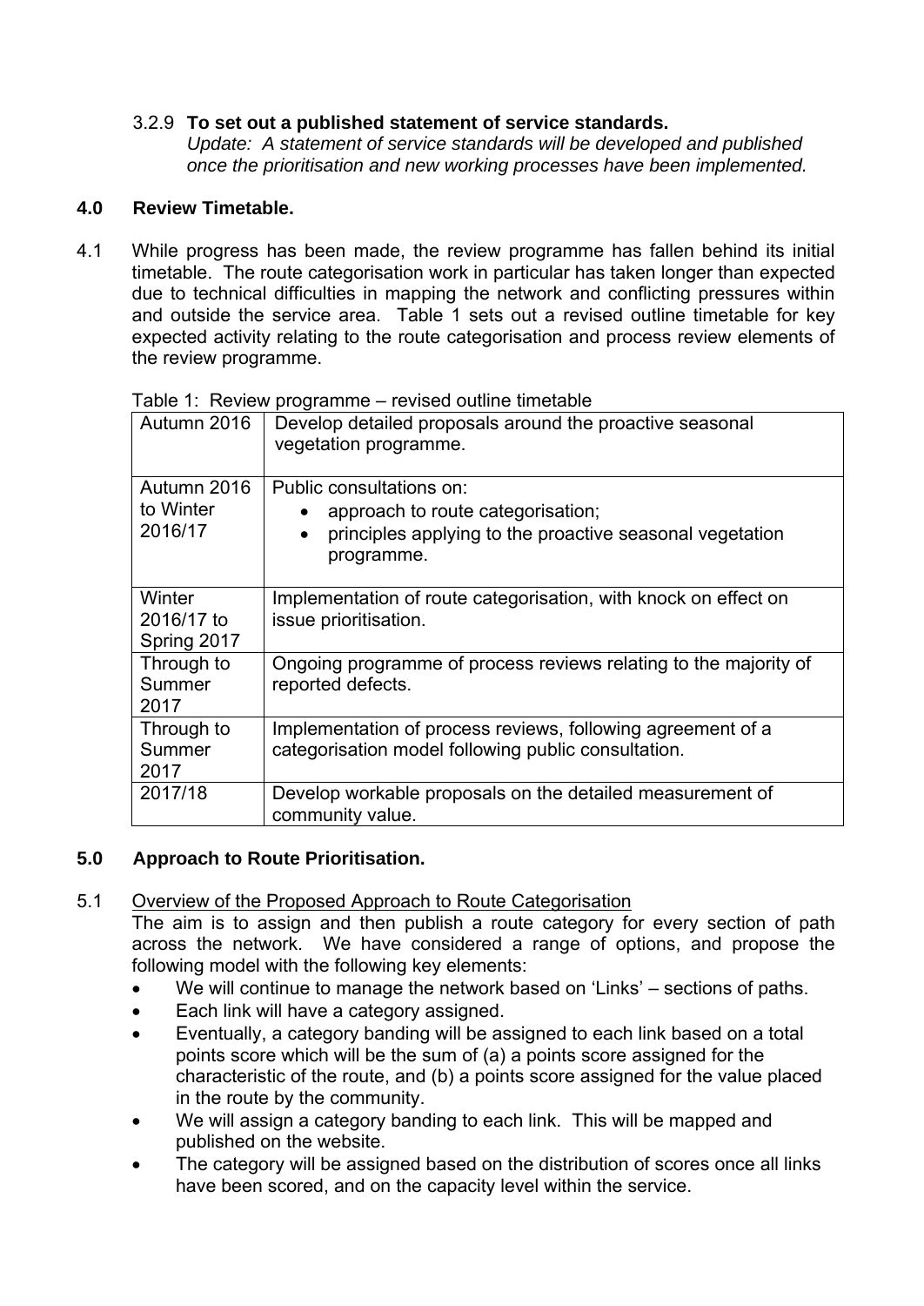3.2.9 **To set out a published statement of service standards.**
*Update: A statement of service standards will be developed and published once the prioritisation and new working processes have been implemented.*

## 4.0 Review Timetable.

4.1 While progress has been made, the review programme has fallen behind its initial timetable. The route categorisation work in particular has taken longer than expected due to technical difficulties in mapping the network and conflicting pressures within and outside the service area. Table 1 sets out a revised outline timetable for key expected activity relating to the route categorisation and process review elements of the review programme.

Table 1: Review programme – revised outline timetable

| | |
|---|---|
| Autumn 2016 | Develop detailed proposals around the proactive seasonal vegetation programme. |
| Autumn 2016 to Winter 2016/17 | Public consultations on:<br>• approach to route categorisation;<br>• principles applying to the proactive seasonal vegetation programme. |
| Winter 2016/17 to Spring 2017 | Implementation of route categorisation, with knock on effect on issue prioritisation. |
| Through to Summer 2017 | Ongoing programme of process reviews relating to the majority of reported defects. |
| Through to Summer 2017 | Implementation of process reviews, following agreement of a categorisation model following public consultation. |
| 2017/18 | Develop workable proposals on the detailed measurement of community value. |

## 5.0 Approach to Route Prioritisation.

5.1 Overview of the Proposed Approach to Route Categorisation
The aim is to assign and then publish a route category for every section of path across the network. We have considered a range of options, and propose the following model with the following key elements:

- We will continue to manage the network based on 'Links' – sections of paths.
- Each link will have a category assigned.
- Eventually, a category banding will be assigned to each link based on a total points score which will be the sum of (a) a points score assigned for the characteristic of the route, and (b) a points score assigned for the value placed in the route by the community.
- We will assign a category banding to each link. This will be mapped and published on the website.
- The category will be assigned based on the distribution of scores once all links have been scored, and on the capacity level within the service.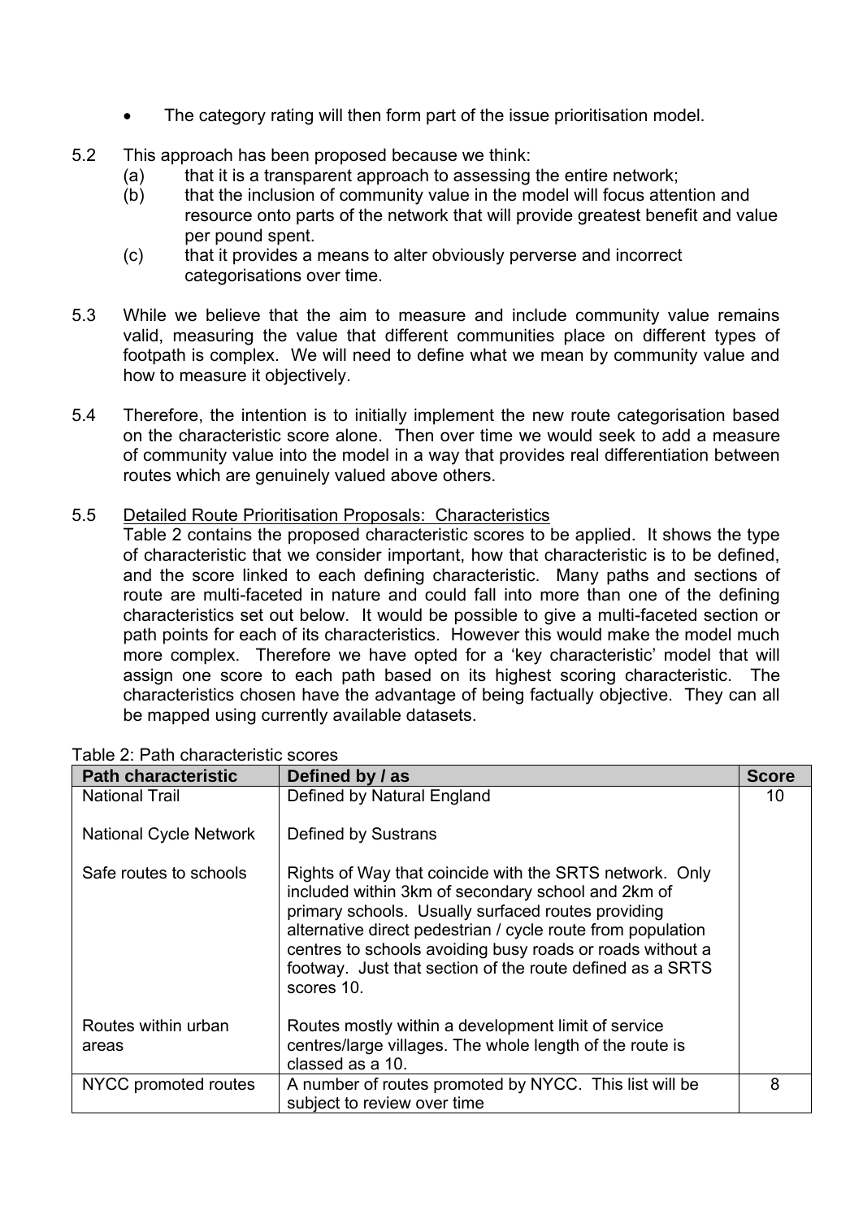- The category rating will then form part of the issue prioritisation model.

5.2 This approach has been proposed because we think:
   (a) that it is a transparent approach to assessing the entire network;
   (b) that the inclusion of community value in the model will focus attention and resource onto parts of the network that will provide greatest benefit and value per pound spent.
   (c) that it provides a means to alter obviously perverse and incorrect categorisations over time.

5.3 While we believe that the aim to measure and include community value remains valid, measuring the value that different communities place on different types of footpath is complex. We will need to define what we mean by community value and how to measure it objectively.

5.4 Therefore, the intention is to initially implement the new route categorisation based on the characteristic score alone. Then over time we would seek to add a measure of community value into the model in a way that provides real differentiation between routes which are genuinely valued above others.

5.5 <u>Detailed Route Prioritisation Proposals: Characteristics</u>

Table 2 contains the proposed characteristic scores to be applied. It shows the type of characteristic that we consider important, how that characteristic is to be defined, and the score linked to each defining characteristic. Many paths and sections of route are multi-faceted in nature and could fall into more than one of the defining characteristics set out below. It would be possible to give a multi-faceted section or path points for each of its characteristics. However this would make the model much more complex. Therefore we have opted for a 'key characteristic' model that will assign one score to each path based on its highest scoring characteristic. The characteristics chosen have the advantage of being factually objective. They can all be mapped using currently available datasets.

Table 2: Path characteristic scores

| Path characteristic | Defined by / as | Score |
|---|---|---|
| National Trail<br><br>National Cycle Network<br><br>Safe routes to schools<br><br><br><br><br><br><br>Routes within urban areas | Defined by Natural England<br><br>Defined by Sustrans<br><br>Rights of Way that coincide with the SRTS network. Only included within 3km of secondary school and 2km of primary schools. Usually surfaced routes providing alternative direct pedestrian / cycle route from population centres to schools avoiding busy roads or roads without a footway. Just that section of the route defined as a SRTS scores 10.<br><br>Routes mostly within a development limit of service centres/large villages. The whole length of the route is classed as a 10. | 10 |
| NYCC promoted routes | A number of routes promoted by NYCC. This list will be subject to review over time | 8 |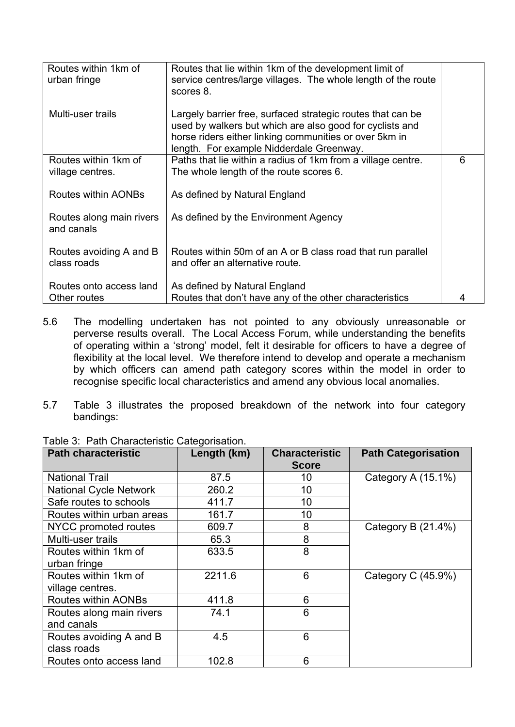| | | |
|---|---|---|
| Routes within 1km of urban fringe<br><br>Multi-user trails | Routes that lie within 1km of the development limit of service centres/large villages. The whole length of the route scores 8.<br><br>Largely barrier free, surfaced strategic routes that can be used by walkers but which are also good for cyclists and horse riders either linking communities or over 5km in length. For example Nidderdale Greenway. | |
| Routes within 1km of village centres.<br><br>Routes within AONBs<br><br>Routes along main rivers and canals<br><br>Routes avoiding A and B class roads<br><br>Routes onto access land | Paths that lie within a radius of 1km from a village centre. The whole length of the route scores 6.<br><br>As defined by Natural England<br><br>As defined by the Environment Agency<br><br>Routes within 50m of an A or B class road that run parallel and offer an alternative route.<br><br>As defined by Natural England | 6 |
| Other routes | Routes that don't have any of the other characteristics | 4 |

5.6 The modelling undertaken has not pointed to any obviously unreasonable or perverse results overall. The Local Access Forum, while understanding the benefits of operating within a 'strong' model, felt it desirable for officers to have a degree of flexibility at the local level. We therefore intend to develop and operate a mechanism by which officers can amend path category scores within the model in order to recognise specific local characteristics and amend any obvious local anomalies.

5.7 Table 3 illustrates the proposed breakdown of the network into four category bandings:

Table 3: Path Characteristic Categorisation.

| Path characteristic | Length (km) | Characteristic Score | Path Categorisation |
|---|---|---|---|
| National Trail | 87.5 | 10 | Category A (15.1%) |
| National Cycle Network | 260.2 | 10 | |
| Safe routes to schools | 411.7 | 10 | |
| Routes within urban areas | 161.7 | 10 | |
| NYCC promoted routes | 609.7 | 8 | Category B (21.4%) |
| Multi-user trails | 65.3 | 8 | |
| Routes within 1km of urban fringe | 633.5 | 8 | |
| Routes within 1km of village centres. | 2211.6 | 6 | Category C (45.9%) |
| Routes within AONBs | 411.8 | 6 | |
| Routes along main rivers and canals | 74.1 | 6 | |
| Routes avoiding A and B class roads | 4.5 | 6 | |
| Routes onto access land | 102.8 | 6 | |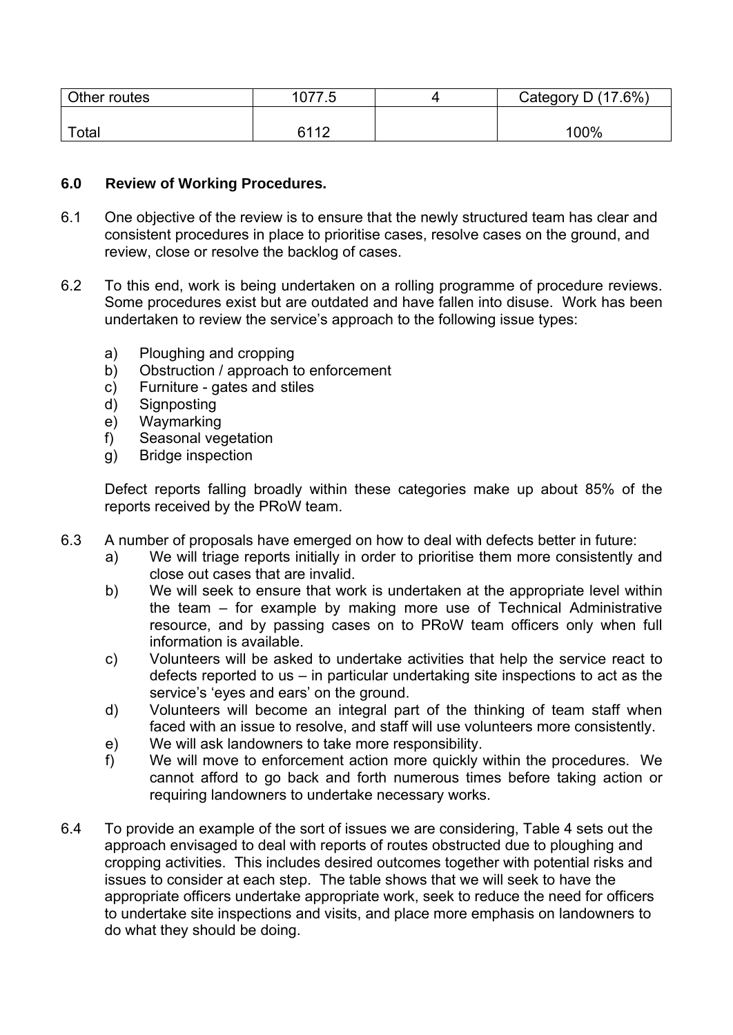| Other routes | 1077.5 | 4 | Category D (17.6%) |
|---|---|---|---|
| Total | 6112 | | 100% |

## 6.0 Review of Working Procedures.

6.1 One objective of the review is to ensure that the newly structured team has clear and consistent procedures in place to prioritise cases, resolve cases on the ground, and review, close or resolve the backlog of cases.

6.2 To this end, work is being undertaken on a rolling programme of procedure reviews. Some procedures exist but are outdated and have fallen into disuse. Work has been undertaken to review the service's approach to the following issue types:

a) Ploughing and cropping
b) Obstruction / approach to enforcement
c) Furniture - gates and stiles
d) Signposting
e) Waymarking
f) Seasonal vegetation
g) Bridge inspection

Defect reports falling broadly within these categories make up about 85% of the reports received by the PRoW team.

6.3 A number of proposals have emerged on how to deal with defects better in future:

a) We will triage reports initially in order to prioritise them more consistently and close out cases that are invalid.
b) We will seek to ensure that work is undertaken at the appropriate level within the team – for example by making more use of Technical Administrative resource, and by passing cases on to PRoW team officers only when full information is available.
c) Volunteers will be asked to undertake activities that help the service react to defects reported to us – in particular undertaking site inspections to act as the service's 'eyes and ears' on the ground.
d) Volunteers will become an integral part of the thinking of team staff when faced with an issue to resolve, and staff will use volunteers more consistently.
e) We will ask landowners to take more responsibility.
f) We will move to enforcement action more quickly within the procedures. We cannot afford to go back and forth numerous times before taking action or requiring landowners to undertake necessary works.

6.4 To provide an example of the sort of issues we are considering, Table 4 sets out the approach envisaged to deal with reports of routes obstructed due to ploughing and cropping activities. This includes desired outcomes together with potential risks and issues to consider at each step. The table shows that we will seek to have the appropriate officers undertake appropriate work, seek to reduce the need for officers to undertake site inspections and visits, and place more emphasis on landowners to do what they should be doing.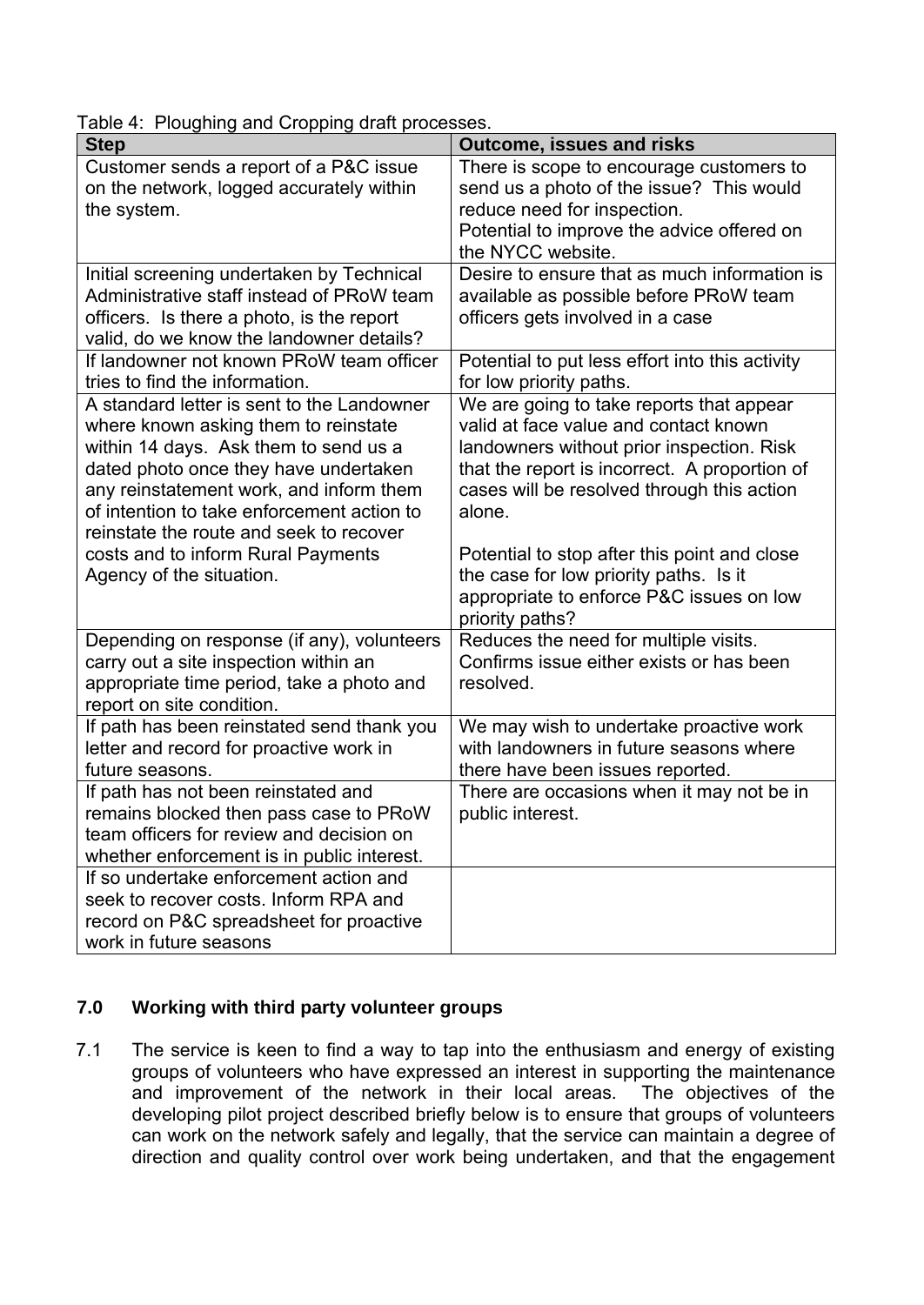Table 4: Ploughing and Cropping draft processes.

| Step | Outcome, issues and risks |
|---|---|
| Customer sends a report of a P&C issue on the network, logged accurately within the system. | There is scope to encourage customers to send us a photo of the issue? This would reduce need for inspection. Potential to improve the advice offered on the NYCC website. |
| Initial screening undertaken by Technical Administrative staff instead of PRoW team officers. Is there a photo, is the report valid, do we know the landowner details? | Desire to ensure that as much information is available as possible before PRoW team officers gets involved in a case |
| If landowner not known PRoW team officer tries to find the information. | Potential to put less effort into this activity for low priority paths. |
| A standard letter is sent to the Landowner where known asking them to reinstate within 14 days. Ask them to send us a dated photo once they have undertaken any reinstatement work, and inform them of intention to take enforcement action to reinstate the route and seek to recover costs and to inform Rural Payments Agency of the situation. | We are going to take reports that appear valid at face value and contact known landowners without prior inspection. Risk that the report is incorrect. A proportion of cases will be resolved through this action alone. <br><br> Potential to stop after this point and close the case for low priority paths. Is it appropriate to enforce P&C issues on low priority paths? |
| Depending on response (if any), volunteers carry out a site inspection within an appropriate time period, take a photo and report on site condition. | Reduces the need for multiple visits. Confirms issue either exists or has been resolved. |
| If path has been reinstated send thank you letter and record for proactive work in future seasons. | We may wish to undertake proactive work with landowners in future seasons where there have been issues reported. |
| If path has not been reinstated and remains blocked then pass case to PRoW team officers for review and decision on whether enforcement is in public interest. | There are occasions when it may not be in public interest. |
| If so undertake enforcement action and seek to recover costs. Inform RPA and record on P&C spreadsheet for proactive work in future seasons | |

## 7.0 Working with third party volunteer groups

7.1 The service is keen to find a way to tap into the enthusiasm and energy of existing groups of volunteers who have expressed an interest in supporting the maintenance and improvement of the network in their local areas. The objectives of the developing pilot project described briefly below is to ensure that groups of volunteers can work on the network safely and legally, that the service can maintain a degree of direction and quality control over work being undertaken, and that the engagement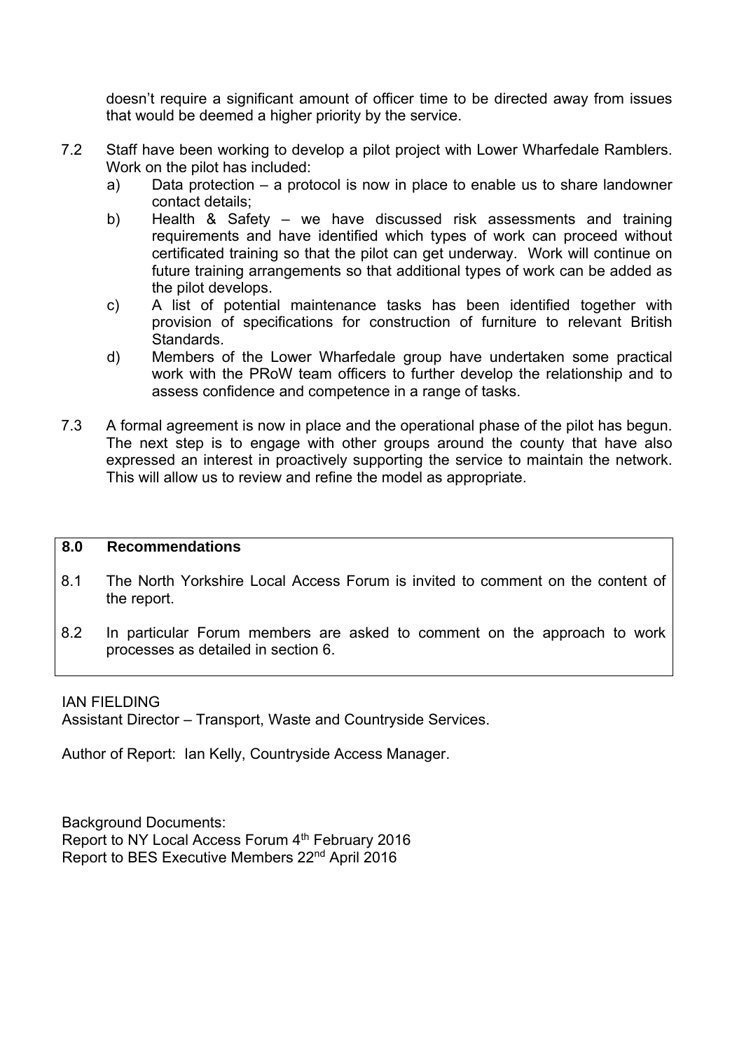doesn't require a significant amount of officer time to be directed away from issues that would be deemed a higher priority by the service.

7.2 Staff have been working to develop a pilot project with Lower Wharfedale Ramblers. Work on the pilot has included:

   a) Data protection – a protocol is now in place to enable us to share landowner contact details;
   b) Health & Safety – we have discussed risk assessments and training requirements and have identified which types of work can proceed without certificated training so that the pilot can get underway. Work will continue on future training arrangements so that additional types of work can be added as the pilot develops.
   c) A list of potential maintenance tasks has been identified together with provision of specifications for construction of furniture to relevant British Standards.
   d) Members of the Lower Wharfedale group have undertaken some practical work with the PRoW team officers to further develop the relationship and to assess confidence and competence in a range of tasks.

7.3 A formal agreement is now in place and the operational phase of the pilot has begun. The next step is to engage with other groups around the county that have also expressed an interest in proactively supporting the service to maintain the network. This will allow us to review and refine the model as appropriate.

## 8.0 Recommendations

8.1 The North Yorkshire Local Access Forum is invited to comment on the content of the report.

8.2 In particular Forum members are asked to comment on the approach to work processes as detailed in section 6.

IAN FIELDING
Assistant Director – Transport, Waste and Countryside Services.

Author of Report: Ian Kelly, Countryside Access Manager.

Background Documents:
Report to NY Local Access Forum 4th February 2016
Report to BES Executive Members 22nd April 2016